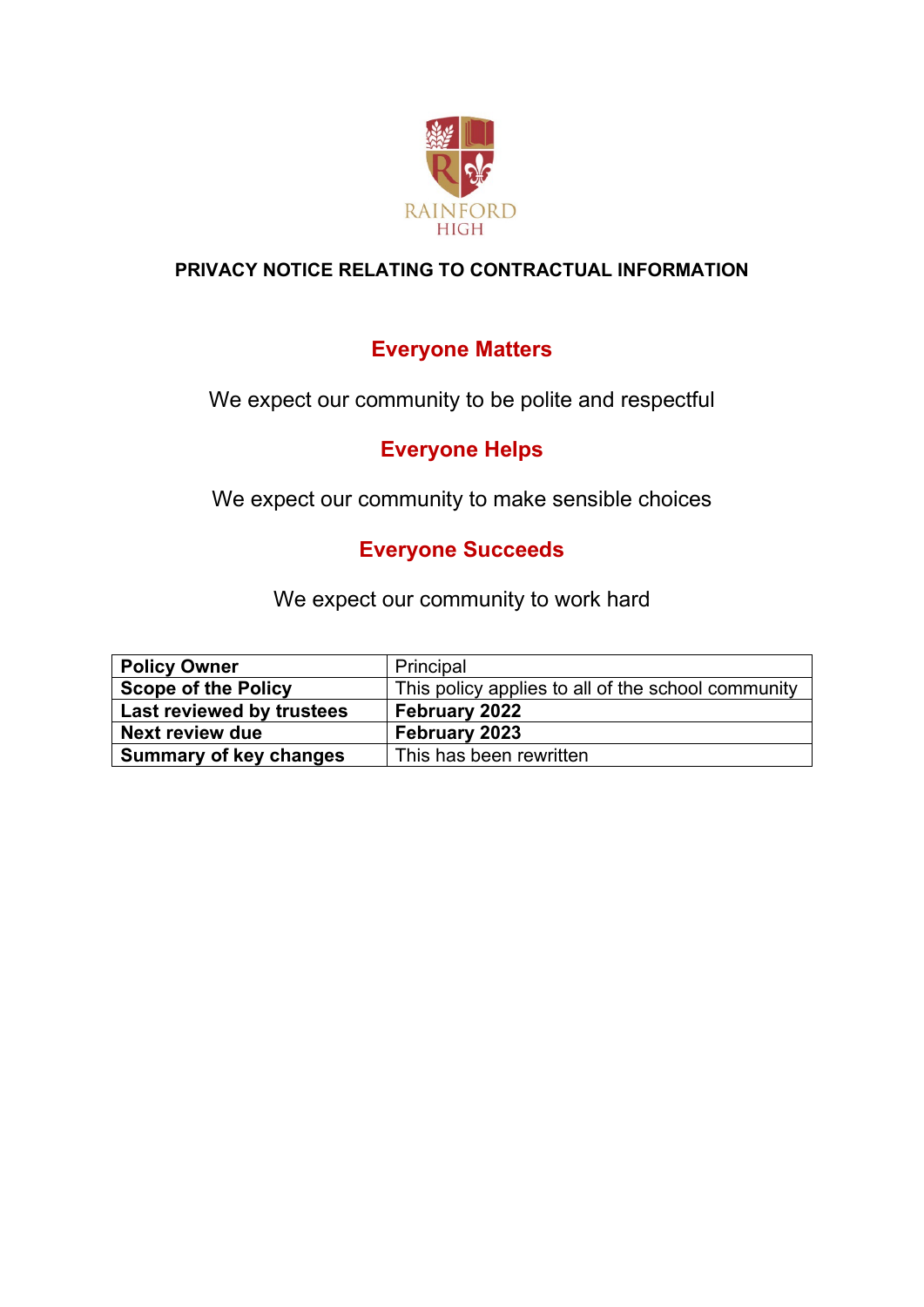RAINFORD HIGH

# PRIVACY NOTICE RELATING TO CONTRACTUAL INFORMATION

## Everyone Matters

We expect our community to be polite and respectful

## Everyone Helps

We expect our community to make sensible choices

## Everyone Succeeds

We expect our community to work hard

| **Policy Owner** | Principal |
|---|---|
| **Scope of the Policy** | This policy applies to all of the school community |
| **Last reviewed by trustees** | **February 2022** |
| **Next review due** | **February 2023** |
| **Summary of key changes** | This has been rewritten |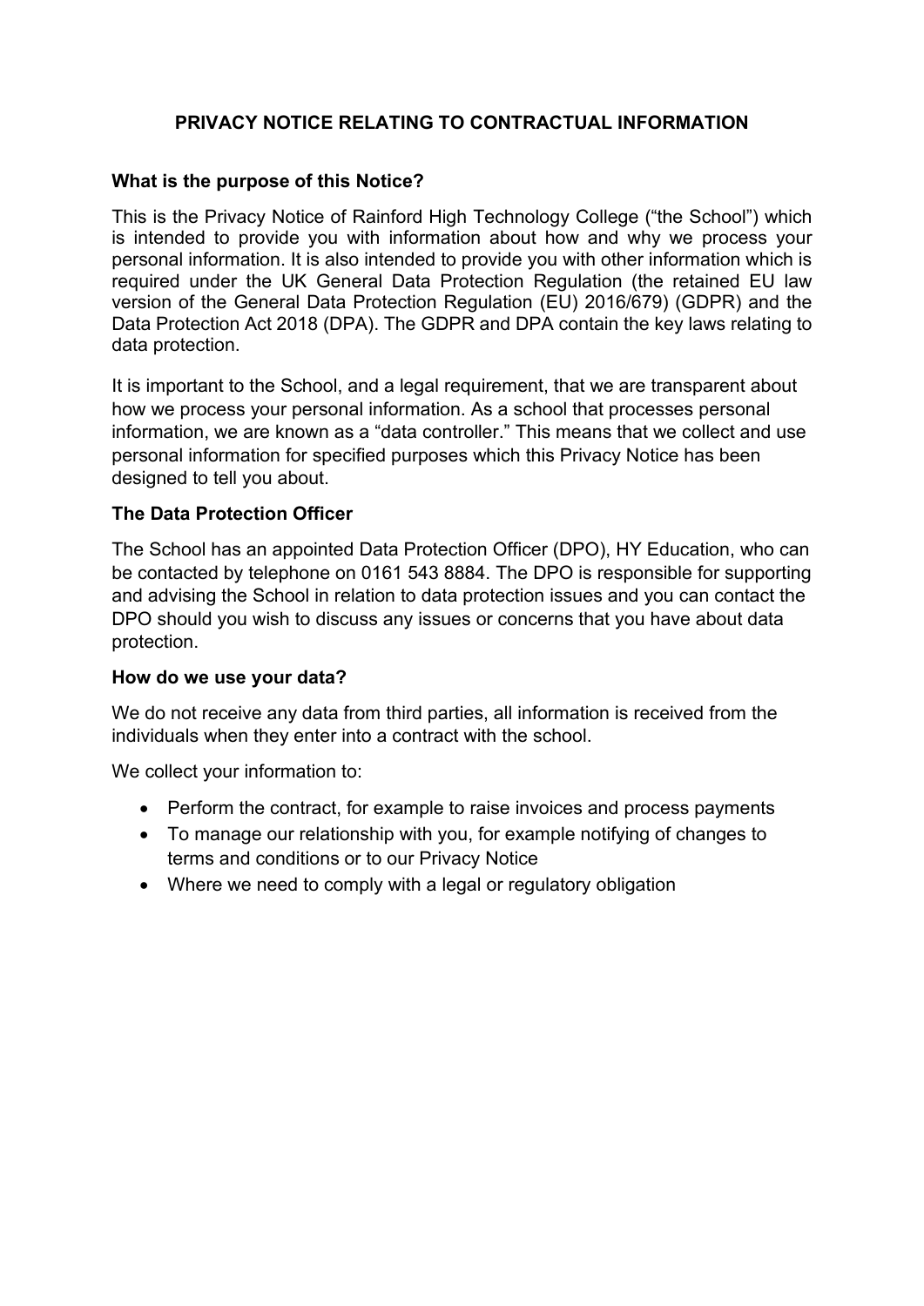## PRIVACY NOTICE RELATING TO CONTRACTUAL INFORMATION

### What is the purpose of this Notice?

This is the Privacy Notice of Rainford High Technology College ("the School") which is intended to provide you with information about how and why we process your personal information. It is also intended to provide you with other information which is required under the UK General Data Protection Regulation (the retained EU law version of the General Data Protection Regulation (EU) 2016/679) (GDPR) and the Data Protection Act 2018 (DPA). The GDPR and DPA contain the key laws relating to data protection.

It is important to the School, and a legal requirement, that we are transparent about how we process your personal information. As a school that processes personal information, we are known as a "data controller." This means that we collect and use personal information for specified purposes which this Privacy Notice has been designed to tell you about.

### The Data Protection Officer

The School has an appointed Data Protection Officer (DPO), HY Education, who can be contacted by telephone on 0161 543 8884. The DPO is responsible for supporting and advising the School in relation to data protection issues and you can contact the DPO should you wish to discuss any issues or concerns that you have about data protection.

### How do we use your data?

We do not receive any data from third parties, all information is received from the individuals when they enter into a contract with the school.

We collect your information to:

- Perform the contract, for example to raise invoices and process payments
- To manage our relationship with you, for example notifying of changes to terms and conditions or to our Privacy Notice
- Where we need to comply with a legal or regulatory obligation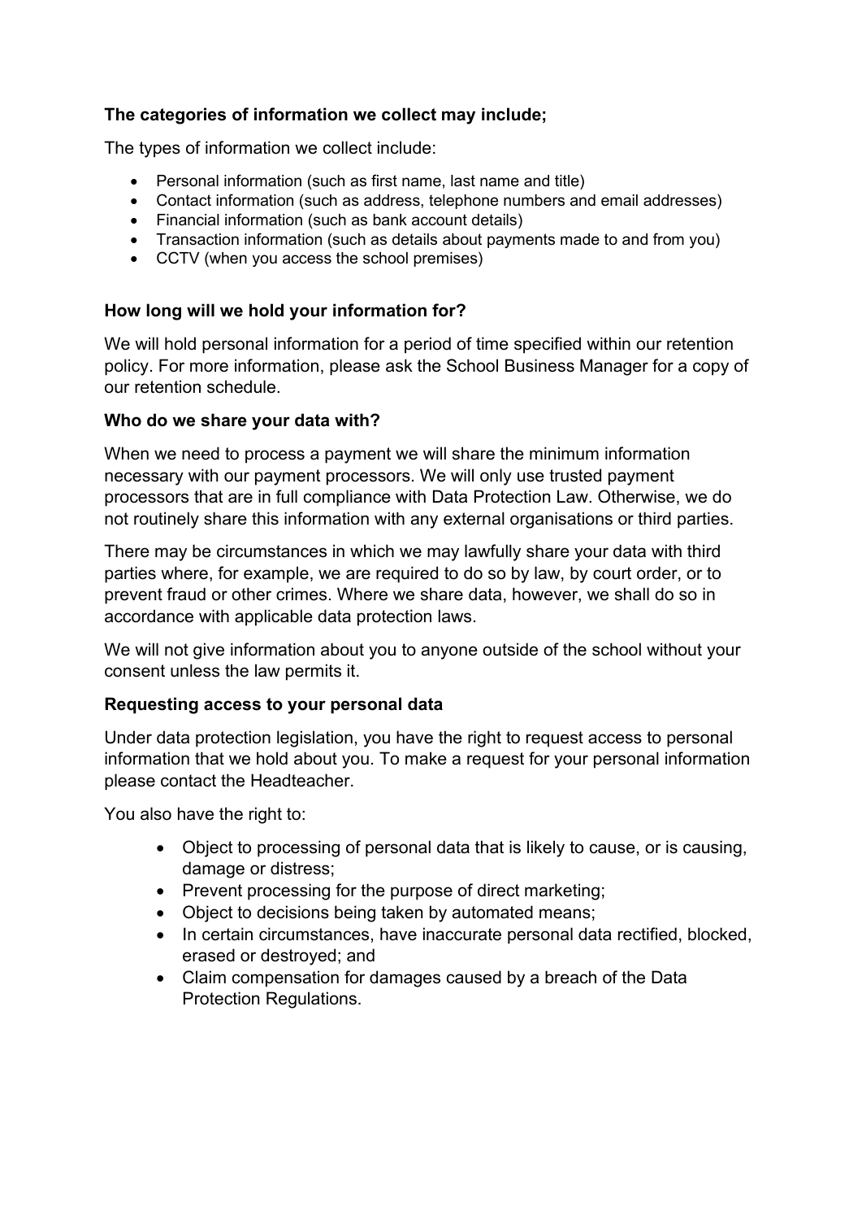**The categories of information we collect may include;**

The types of information we collect include:

- Personal information (such as first name, last name and title)
- Contact information (such as address, telephone numbers and email addresses)
- Financial information (such as bank account details)
- Transaction information (such as details about payments made to and from you)
- CCTV (when you access the school premises)

**How long will we hold your information for?**

We will hold personal information for a period of time specified within our retention policy. For more information, please ask the School Business Manager for a copy of our retention schedule.

**Who do we share your data with?**

When we need to process a payment we will share the minimum information necessary with our payment processors. We will only use trusted payment processors that are in full compliance with Data Protection Law. Otherwise, we do not routinely share this information with any external organisations or third parties.

There may be circumstances in which we may lawfully share your data with third parties where, for example, we are required to do so by law, by court order, or to prevent fraud or other crimes. Where we share data, however, we shall do so in accordance with applicable data protection laws.

We will not give information about you to anyone outside of the school without your consent unless the law permits it.

**Requesting access to your personal data**

Under data protection legislation, you have the right to request access to personal information that we hold about you. To make a request for your personal information please contact the Headteacher.

You also have the right to:

- Object to processing of personal data that is likely to cause, or is causing, damage or distress;
- Prevent processing for the purpose of direct marketing;
- Object to decisions being taken by automated means;
- In certain circumstances, have inaccurate personal data rectified, blocked, erased or destroyed; and
- Claim compensation for damages caused by a breach of the Data Protection Regulations.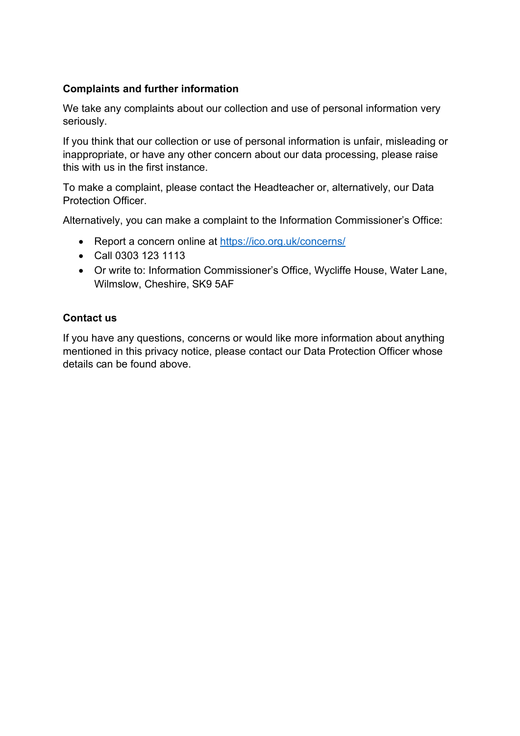**Complaints and further information**

We take any complaints about our collection and use of personal information very seriously.

If you think that our collection or use of personal information is unfair, misleading or inappropriate, or have any other concern about our data processing, please raise this with us in the first instance.

To make a complaint, please contact the Headteacher or, alternatively, our Data Protection Officer.

Alternatively, you can make a complaint to the Information Commissioner's Office:

- Report a concern online at https://ico.org.uk/concerns/
- Call 0303 123 1113
- Or write to: Information Commissioner's Office, Wycliffe House, Water Lane, Wilmslow, Cheshire, SK9 5AF

**Contact us**

If you have any questions, concerns or would like more information about anything mentioned in this privacy notice, please contact our Data Protection Officer whose details can be found above.